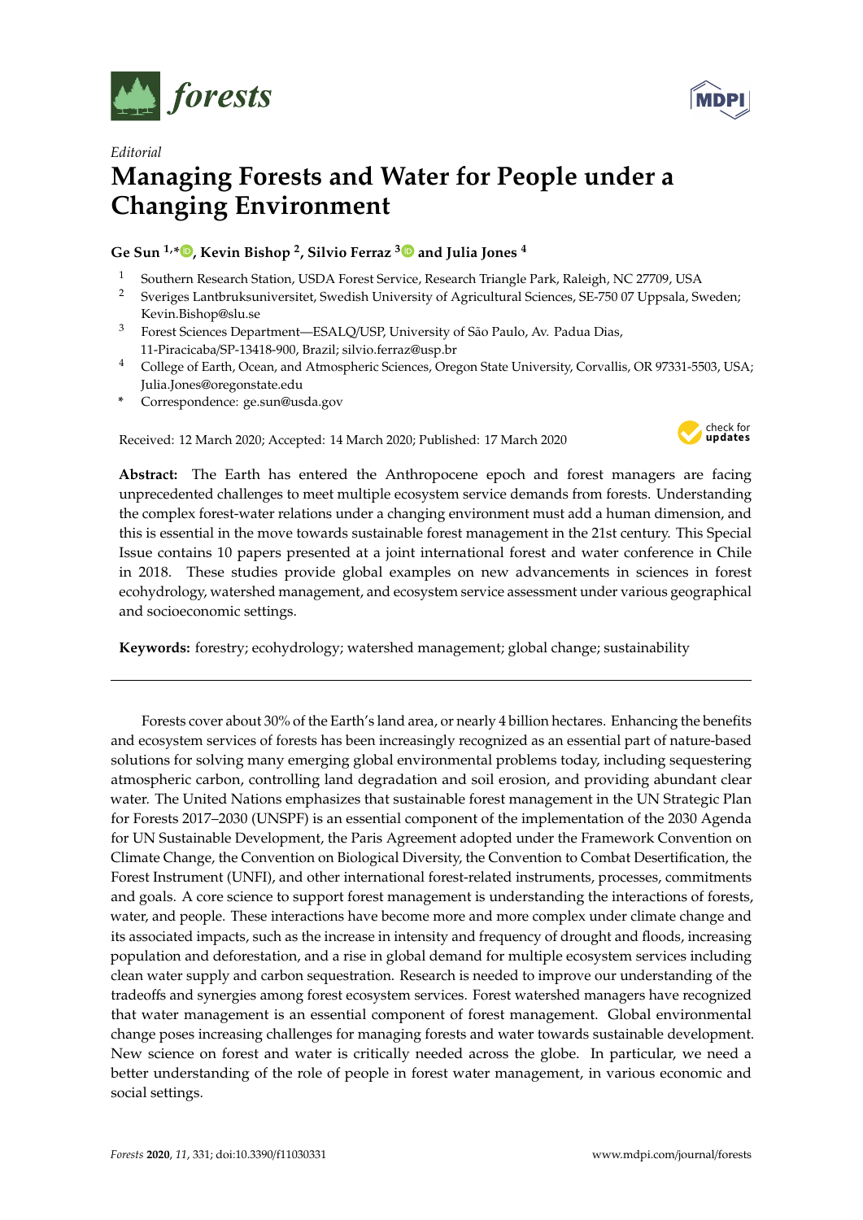*Editorial*

# Managing Forests and Water for People under a Changing Environment

**Ge Sun [1,*], Kevin Bishop [2], Silvio Ferraz [3] and Julia Jones [4]**

1. Southern Research Station, USDA Forest Service, Research Triangle Park, Raleigh, NC 27709, USA
2. Sveriges Lantbruksuniversitet, Swedish University of Agricultural Sciences, SE-750 07 Uppsala, Sweden; Kevin.Bishop@slu.se
3. Forest Sciences Department—ESALQ/USP, University of São Paulo, Av. Padua Dias, 11-Piracicaba/SP-13418-900, Brazil; silvio.ferraz@usp.br
4. College of Earth, Ocean, and Atmospheric Sciences, Oregon State University, Corvallis, OR 97331-5503, USA; Julia.Jones@oregonstate.edu

\* Correspondence: ge.sun@usda.gov

Received: 12 March 2020; Accepted: 14 March 2020; Published: 17 March 2020

**Abstract:** The Earth has entered the Anthropocene epoch and forest managers are facing unprecedented challenges to meet multiple ecosystem service demands from forests. Understanding the complex forest-water relations under a changing environment must add a human dimension, and this is essential in the move towards sustainable forest management in the 21st century. This Special Issue contains 10 papers presented at a joint international forest and water conference in Chile in 2018. These studies provide global examples on new advancements in sciences in forest ecohydrology, watershed management, and ecosystem service assessment under various geographical and socioeconomic settings.

**Keywords:** forestry; ecohydrology; watershed management; global change; sustainability

---

Forests cover about 30% of the Earth's land area, or nearly 4 billion hectares. Enhancing the benefits and ecosystem services of forests has been increasingly recognized as an essential part of nature-based solutions for solving many emerging global environmental problems today, including sequestering atmospheric carbon, controlling land degradation and soil erosion, and providing abundant clear water. The United Nations emphasizes that sustainable forest management in the UN Strategic Plan for Forests 2017–2030 (UNSPF) is an essential component of the implementation of the 2030 Agenda for UN Sustainable Development, the Paris Agreement adopted under the Framework Convention on Climate Change, the Convention on Biological Diversity, the Convention to Combat Desertification, the Forest Instrument (UNFI), and other international forest-related instruments, processes, commitments and goals. A core science to support forest management is understanding the interactions of forests, water, and people. These interactions have become more and more complex under climate change and its associated impacts, such as the increase in intensity and frequency of drought and floods, increasing population and deforestation, and a rise in global demand for multiple ecosystem services including clean water supply and carbon sequestration. Research is needed to improve our understanding of the tradeoffs and synergies among forest ecosystem services. Forest watershed managers have recognized that water management is an essential component of forest management. Global environmental change poses increasing challenges for managing forests and water towards sustainable development. New science on forest and water is critically needed across the globe. In particular, we need a better understanding of the role of people in forest water management, in various economic and social settings.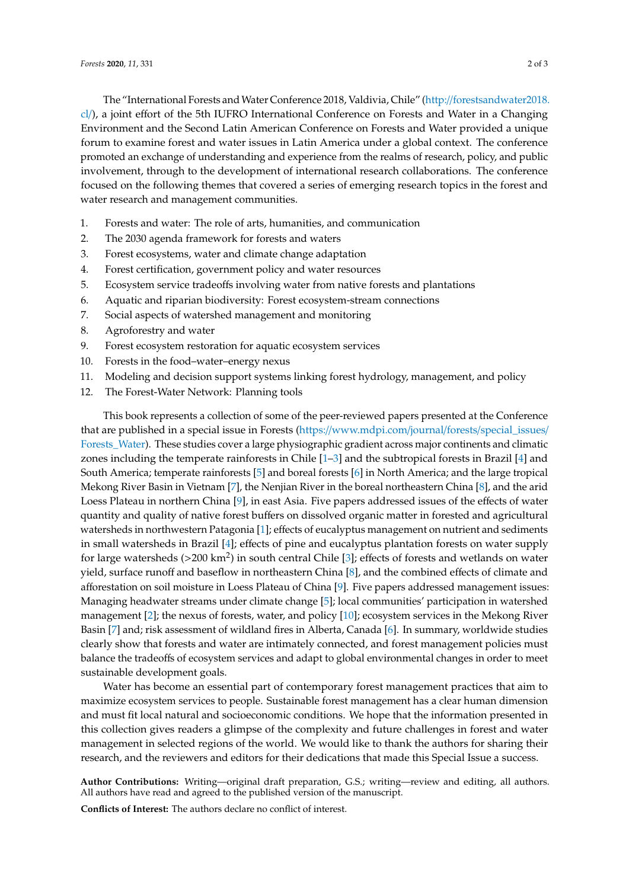The "International Forests and Water Conference 2018, Valdivia, Chile" (http://forestsandwater2018.cl/), a joint effort of the 5th IUFRO International Conference on Forests and Water in a Changing Environment and the Second Latin American Conference on Forests and Water provided a unique forum to examine forest and water issues in Latin America under a global context. The conference promoted an exchange of understanding and experience from the realms of research, policy, and public involvement, through to the development of international research collaborations. The conference focused on the following themes that covered a series of emerging research topics in the forest and water research and management communities.

1. Forests and water: The role of arts, humanities, and communication
2. The 2030 agenda framework for forests and waters
3. Forest ecosystems, water and climate change adaptation
4. Forest certification, government policy and water resources
5. Ecosystem service tradeoffs involving water from native forests and plantations
6. Aquatic and riparian biodiversity: Forest ecosystem-stream connections
7. Social aspects of watershed management and monitoring
8. Agroforestry and water
9. Forest ecosystem restoration for aquatic ecosystem services
10. Forests in the food–water–energy nexus
11. Modeling and decision support systems linking forest hydrology, management, and policy
12. The Forest-Water Network: Planning tools

This book represents a collection of some of the peer-reviewed papers presented at the Conference that are published in a special issue in Forests (https://www.mdpi.com/journal/forests/special_issues/Forests_Water). These studies cover a large physiographic gradient across major continents and climatic zones including the temperate rainforests in Chile [1–3] and the subtropical forests in Brazil [4] and South America; temperate rainforests [5] and boreal forests [6] in North America; and the large tropical Mekong River Basin in Vietnam [7], the Nenjian River in the boreal northeastern China [8], and the arid Loess Plateau in northern China [9], in east Asia. Five papers addressed issues of the effects of water quantity and quality of native forest buffers on dissolved organic matter in forested and agricultural watersheds in northwestern Patagonia [1]; effects of eucalyptus management on nutrient and sediments in small watersheds in Brazil [4]; effects of pine and eucalyptus plantation forests on water supply for large watersheds (>200 $km^2$) in south central Chile [3]; effects of forests and wetlands on water yield, surface runoff and baseflow in northeastern China [8], and the combined effects of climate and afforestation on soil moisture in Loess Plateau of China [9]. Five papers addressed management issues: Managing headwater streams under climate change [5]; local communities' participation in watershed management [2]; the nexus of forests, water, and policy [10]; ecosystem services in the Mekong River Basin [7] and; risk assessment of wildland fires in Alberta, Canada [6]. In summary, worldwide studies clearly show that forests and water are intimately connected, and forest management policies must balance the tradeoffs of ecosystem services and adapt to global environmental changes in order to meet sustainable development goals.

Water has become an essential part of contemporary forest management practices that aim to maximize ecosystem services to people. Sustainable forest management has a clear human dimension and must fit local natural and socioeconomic conditions. We hope that the information presented in this collection gives readers a glimpse of the complexity and future challenges in forest and water management in selected regions of the world. We would like to thank the authors for sharing their research, and the reviewers and editors for their dedications that made this Special Issue a success.

**Author Contributions:** Writing—original draft preparation, G.S.; writing—review and editing, all authors. All authors have read and agreed to the published version of the manuscript.

**Conflicts of Interest:** The authors declare no conflict of interest.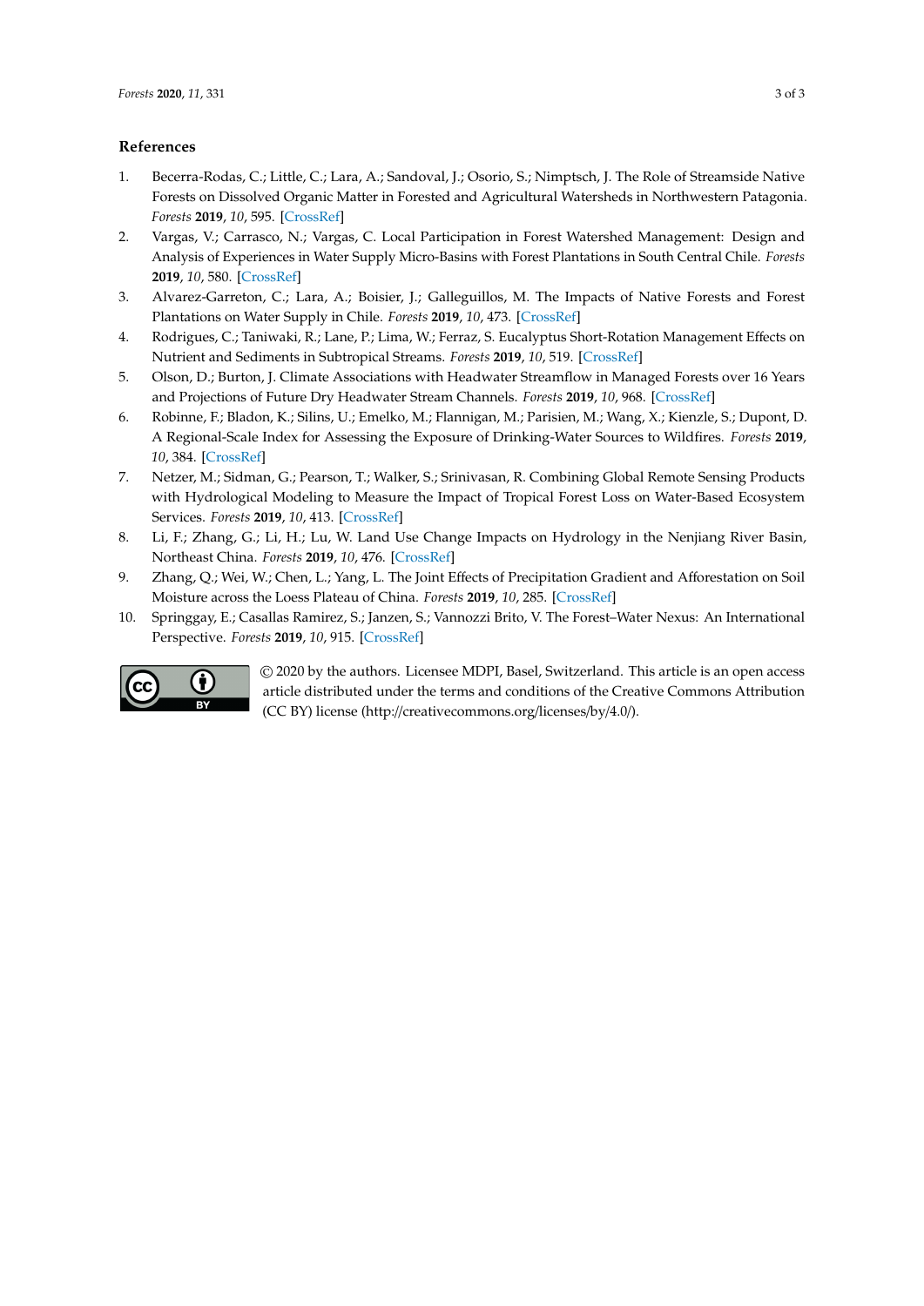## References

1. Becerra-Rodas, C.; Little, C.; Lara, A.; Sandoval, J.; Osorio, S.; Nimptsch, J. The Role of Streamside Native Forests on Dissolved Organic Matter in Forested and Agricultural Watersheds in Northwestern Patagonia. *Forests* **2019**, *10*, 595. [CrossRef]
2. Vargas, V.; Carrasco, N.; Vargas, C. Local Participation in Forest Watershed Management: Design and Analysis of Experiences in Water Supply Micro-Basins with Forest Plantations in South Central Chile. *Forests* **2019**, *10*, 580. [CrossRef]
3. Alvarez-Garreton, C.; Lara, A.; Boisier, J.; Galleguillos, M. The Impacts of Native Forests and Forest Plantations on Water Supply in Chile. *Forests* **2019**, *10*, 473. [CrossRef]
4. Rodrigues, C.; Taniwaki, R.; Lane, P.; Lima, W.; Ferraz, S. Eucalyptus Short-Rotation Management Effects on Nutrient and Sediments in Subtropical Streams. *Forests* **2019**, *10*, 519. [CrossRef]
5. Olson, D.; Burton, J. Climate Associations with Headwater Streamflow in Managed Forests over 16 Years and Projections of Future Dry Headwater Stream Channels. *Forests* **2019**, *10*, 968. [CrossRef]
6. Robinne, F.; Bladon, K.; Silins, U.; Emelko, M.; Flannigan, M.; Parisien, M.; Wang, X.; Kienzle, S.; Dupont, D. A Regional-Scale Index for Assessing the Exposure of Drinking-Water Sources to Wildfires. *Forests* **2019**, *10*, 384. [CrossRef]
7. Netzer, M.; Sidman, G.; Pearson, T.; Walker, S.; Srinivasan, R. Combining Global Remote Sensing Products with Hydrological Modeling to Measure the Impact of Tropical Forest Loss on Water-Based Ecosystem Services. *Forests* **2019**, *10*, 413. [CrossRef]
8. Li, F.; Zhang, G.; Li, H.; Lu, W. Land Use Change Impacts on Hydrology in the Nenjiang River Basin, Northeast China. *Forests* **2019**, *10*, 476. [CrossRef]
9. Zhang, Q.; Wei, W.; Chen, L.; Yang, L. The Joint Effects of Precipitation Gradient and Afforestation on Soil Moisture across the Loess Plateau of China. *Forests* **2019**, *10*, 285. [CrossRef]
10. Springgay, E.; Casallas Ramirez, S.; Janzen, S.; Vannozzi Brito, V. The Forest–Water Nexus: An International Perspective. *Forests* **2019**, *10*, 915. [CrossRef]

© 2020 by the authors. Licensee MDPI, Basel, Switzerland. This article is an open access article distributed under the terms and conditions of the Creative Commons Attribution (CC BY) license (http://creativecommons.org/licenses/by/4.0/).